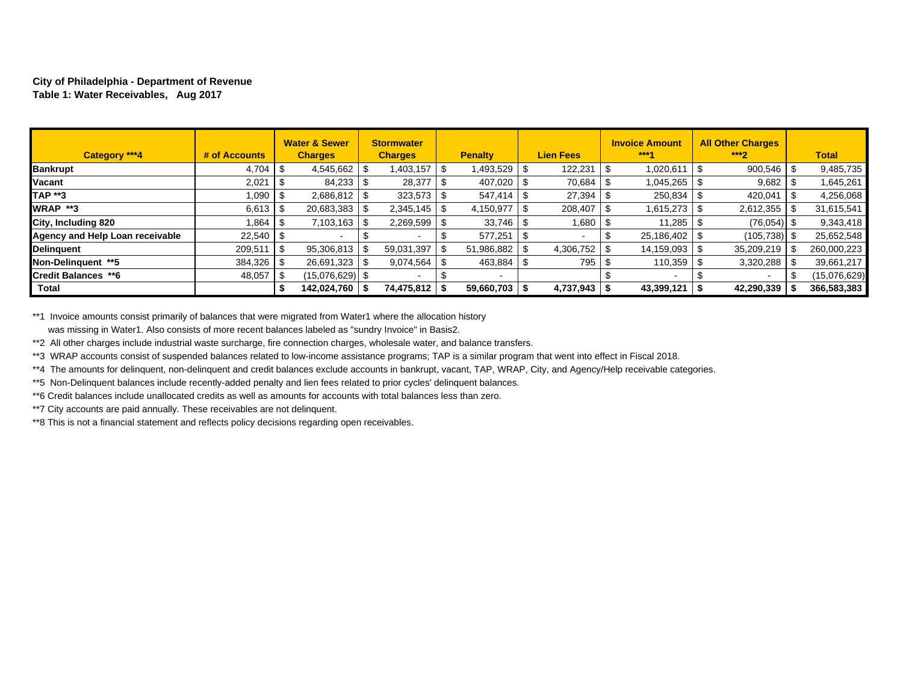**City of Philadelphia - Department of Revenue**

**Table 1: Water Receivables, Aug 2017**

| Category ***4 | # of Accounts | Water & Sewer Charges | Stormwater Charges | Penalty | Lien Fees | Invoice Amount ***1 | All Other Charges ***2 | Total |
|---|---|---|---|---|---|---|---|---|
| **Bankrupt** | 4,704 | $ 4,545,662 | $ 1,403,157 | $ 1,493,529 | $ 122,231 | $ 1,020,611 | $ 900,546 | $ 9,485,735 |
| **Vacant** | 2,021 | $ 84,233 | $ 28,377 | $ 407,020 | $ 70,684 | $ 1,045,265 | $ 9,682 | $ 1,645,261 |
| **TAP **3** | 1,090 | $ 2,686,812 | $ 323,573 | $ 547,414 | $ 27,394 | $ 250,834 | $ 420,041 | $ 4,256,068 |
| **WRAP **3** | 6,613 | $ 20,683,383 | $ 2,345,145 | $ 4,150,977 | $ 208,407 | $ 1,615,273 | $ 2,612,355 | $ 31,615,541 |
| **City, Including 820** | 1,864 | $ 7,103,163 | $ 2,269,599 | $ 33,746 | $ 1,680 | $ 11,285 | $ (76,054) | $ 9,343,418 |
| **Agency and Help Loan receivable** | 22,540 | $ - | $ - | $ 577,251 | $ - | $ 25,186,402 | $ (105,738) | $ 25,652,548 |
| **Delinquent** | 209,511 | $ 95,306,813 | $ 59,031,397 | $ 51,986,882 | $ 4,306,752 | $ 14,159,093 | $ 35,209,219 | $ 260,000,223 |
| **Non-Delinquent **5** | 384,326 | $ 26,691,323 | $ 9,074,564 | $ 463,884 | $ 795 | $ 110,359 | $ 3,320,288 | $ 39,661,217 |
| **Credit Balances **6** | 48,057 | $ (15,076,629) | $ - | $ - | | $ - | $ - | $ (15,076,629) |
| **Total** | | **$ 142,024,760** | **$ 74,475,812** | **$ 59,660,703** | **$ 4,737,943** | **$ 43,399,121** | **$ 42,290,339** | **$ 366,583,383** |

**1 Invoice amounts consist primarily of balances that were migrated from Water1 where the allocation history was missing in Water1. Also consists of more recent balances labeled as "sundry Invoice" in Basis2.

**2 All other charges include industrial waste surcharge, fire connection charges, wholesale water, and balance transfers.

**3 WRAP accounts consist of suspended balances related to low-income assistance programs; TAP is a similar program that went into effect in Fiscal 2018.

**4 The amounts for delinquent, non-delinquent and credit balances exclude accounts in bankrupt, vacant, TAP, WRAP, City, and Agency/Help receivable categories.

**5 Non-Delinquent balances include recently-added penalty and lien fees related to prior cycles' delinquent balances.

**6 Credit balances include unallocated credits as well as amounts for accounts with total balances less than zero.

**7 City accounts are paid annually. These receivables are not delinquent.

**8 This is not a financial statement and reflects policy decisions regarding open receivables.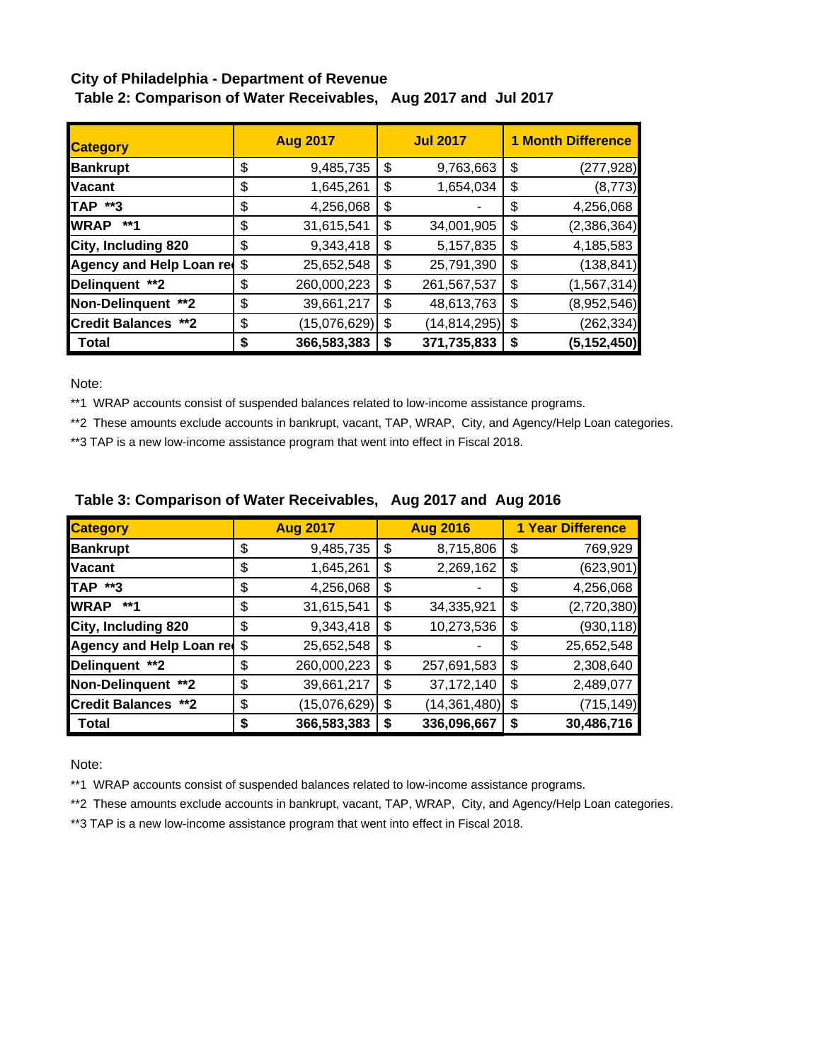**City of Philadelphia - Department of Revenue**

**Table 2: Comparison of Water Receivables, Aug 2017 and Jul 2017**

| Category | Aug 2017 | Jul 2017 | 1 Month Difference |
|---|---|---|---|
| Bankrupt | $ 9,485,735 | $ 9,763,663 | $ (277,928) |
| Vacant | $ 1,645,261 | $ 1,654,034 | $ (8,773) |
| TAP **3 | $ 4,256,068 | $ - | $ 4,256,068 |
| WRAP **1 | $ 31,615,541 | $ 34,001,905 | $ (2,386,364) |
| City, Including 820 | $ 9,343,418 | $ 5,157,835 | $ 4,185,583 |
| Agency and Help Loan re | $ 25,652,548 | $ 25,791,390 | $ (138,841) |
| Delinquent **2 | $ 260,000,223 | $ 261,567,537 | $ (1,567,314) |
| Non-Delinquent **2 | $ 39,661,217 | $ 48,613,763 | $ (8,952,546) |
| Credit Balances **2 | $ (15,076,629) | $ (14,814,295) | $ (262,334) |
| **Total** | **$ 366,583,383** | **$ 371,735,833** | **$ (5,152,450)** |

Note:

**1 WRAP accounts consist of suspended balances related to low-income assistance programs.

**2 These amounts exclude accounts in bankrupt, vacant, TAP, WRAP, City, and Agency/Help Loan categories.

**3 TAP is a new low-income assistance program that went into effect in Fiscal 2018.

**Table 3: Comparison of Water Receivables, Aug 2017 and Aug 2016**

| Category | Aug 2017 | Aug 2016 | 1 Year Difference |
|---|---|---|---|
| Bankrupt | $ 9,485,735 | $ 8,715,806 | $ 769,929 |
| Vacant | $ 1,645,261 | $ 2,269,162 | $ (623,901) |
| TAP **3 | $ 4,256,068 | $ - | $ 4,256,068 |
| WRAP **1 | $ 31,615,541 | $ 34,335,921 | $ (2,720,380) |
| City, Including 820 | $ 9,343,418 | $ 10,273,536 | $ (930,118) |
| Agency and Help Loan re | $ 25,652,548 | $ - | $ 25,652,548 |
| Delinquent **2 | $ 260,000,223 | $ 257,691,583 | $ 2,308,640 |
| Non-Delinquent **2 | $ 39,661,217 | $ 37,172,140 | $ 2,489,077 |
| Credit Balances **2 | $ (15,076,629) | $ (14,361,480) | $ (715,149) |
| **Total** | **$ 366,583,383** | **$ 336,096,667** | **$ 30,486,716** |

Note:

**1 WRAP accounts consist of suspended balances related to low-income assistance programs.

**2 These amounts exclude accounts in bankrupt, vacant, TAP, WRAP, City, and Agency/Help Loan categories.

**3 TAP is a new low-income assistance program that went into effect in Fiscal 2018.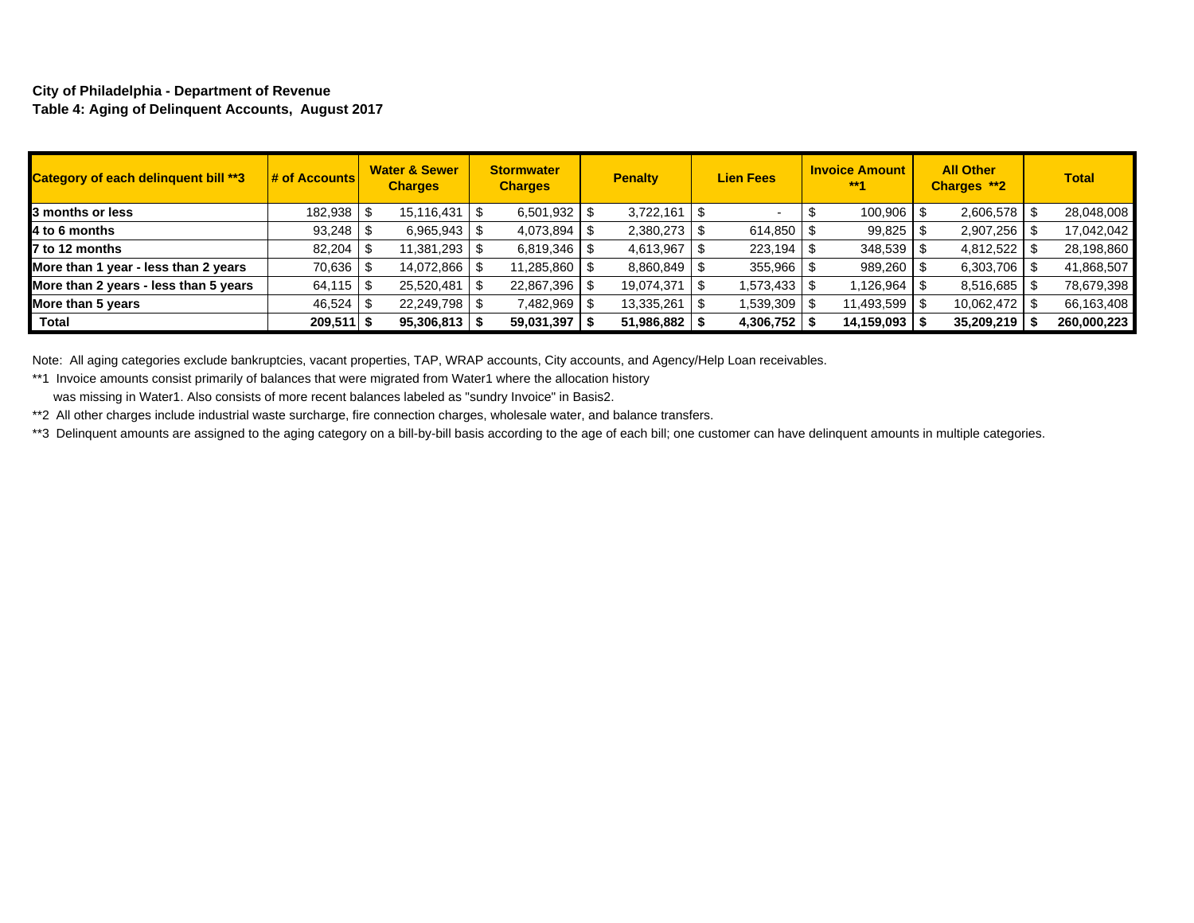**City of Philadelphia - Department of Revenue**
**Table 4: Aging of Delinquent Accounts, August 2017**

| Category of each delinquent bill **3 | # of Accounts | Water & Sewer Charges | Stormwater Charges | Penalty | Lien Fees | Invoice Amount **1 | All Other Charges **2 | Total |
|---|---|---|---|---|---|---|---|---|
| **3 months or less** | 182,938 | $ 15,116,431 | $ 6,501,932 | $ 3,722,161 | $ - | $ 100,906 | $ 2,606,578 | $ 28,048,008 |
| **4 to 6 months** | 93,248 | $ 6,965,943 | $ 4,073,894 | $ 2,380,273 | $ 614,850 | $ 99,825 | $ 2,907,256 | $ 17,042,042 |
| **7 to 12 months** | 82,204 | $ 11,381,293 | $ 6,819,346 | $ 4,613,967 | $ 223,194 | $ 348,539 | $ 4,812,522 | $ 28,198,860 |
| **More than 1 year - less than 2 years** | 70,636 | $ 14,072,866 | $ 11,285,860 | $ 8,860,849 | $ 355,966 | $ 989,260 | $ 6,303,706 | $ 41,868,507 |
| **More than 2 years - less than 5 years** | 64,115 | $ 25,520,481 | $ 22,867,396 | $ 19,074,371 | $ 1,573,433 | $ 1,126,964 | $ 8,516,685 | $ 78,679,398 |
| **More than 5 years** | 46,524 | $ 22,249,798 | $ 7,482,969 | $ 13,335,261 | $ 1,539,309 | $ 11,493,599 | $ 10,062,472 | $ 66,163,408 |
| **Total** | **209,511** | **$ 95,306,813** | **$ 59,031,397** | **$ 51,986,882** | **$ 4,306,752** | **$ 14,159,093** | **$ 35,209,219** | **$ 260,000,223** |

Note: All aging categories exclude bankruptcies, vacant properties, TAP, WRAP accounts, City accounts, and Agency/Help Loan receivables.

**1 Invoice amounts consist primarily of balances that were migrated from Water1 where the allocation history was missing in Water1. Also consists of more recent balances labeled as "sundry Invoice" in Basis2.

**2 All other charges include industrial waste surcharge, fire connection charges, wholesale water, and balance transfers.

**3 Delinquent amounts are assigned to the aging category on a bill-by-bill basis according to the age of each bill; one customer can have delinquent amounts in multiple categories.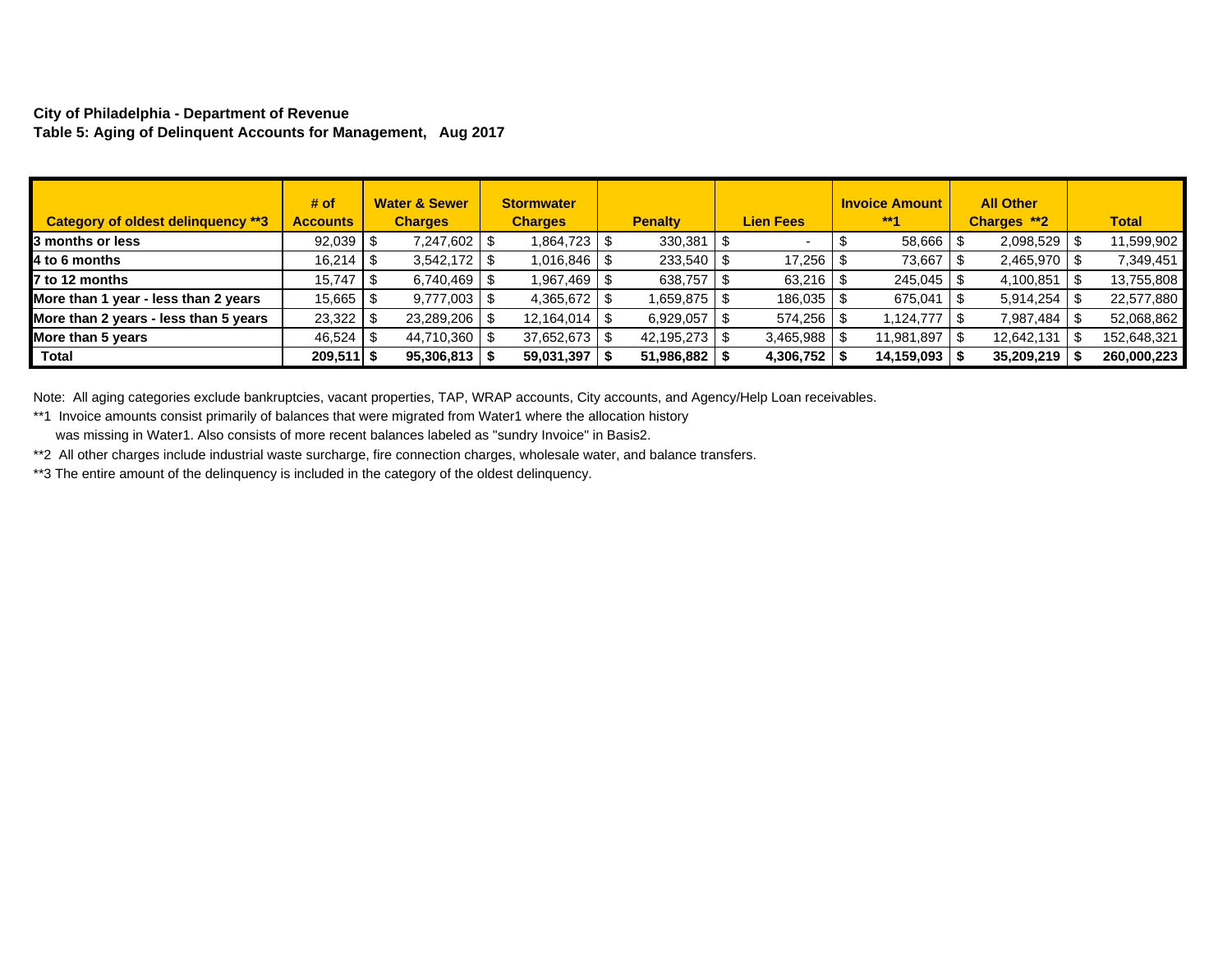**City of Philadelphia - Department of Revenue**
**Table 5: Aging of Delinquent Accounts for Management, Aug 2017**

| Category of oldest delinquency **3 | # of Accounts | Water & Sewer Charges | Stormwater Charges | Penalty | Lien Fees | Invoice Amount **1 | All Other Charges **2 | Total |
|---|---|---|---|---|---|---|---|---|
| **3 months or less** | 92,039 | $ 7,247,602 | $ 1,864,723 | $ 330,381 | $ - | $ 58,666 | $ 2,098,529 | $ 11,599,902 |
| **4 to 6 months** | 16,214 | $ 3,542,172 | $ 1,016,846 | $ 233,540 | $ 17,256 | $ 73,667 | $ 2,465,970 | $ 7,349,451 |
| **7 to 12 months** | 15,747 | $ 6,740,469 | $ 1,967,469 | $ 638,757 | $ 63,216 | $ 245,045 | $ 4,100,851 | $ 13,755,808 |
| **More than 1 year - less than 2 years** | 15,665 | $ 9,777,003 | $ 4,365,672 | $ 1,659,875 | $ 186,035 | $ 675,041 | $ 5,914,254 | $ 22,577,880 |
| **More than 2 years - less than 5 years** | 23,322 | $ 23,289,206 | $ 12,164,014 | $ 6,929,057 | $ 574,256 | $ 1,124,777 | $ 7,987,484 | $ 52,068,862 |
| **More than 5 years** | 46,524 | $ 44,710,360 | $ 37,652,673 | $ 42,195,273 | $ 3,465,988 | $ 11,981,897 | $ 12,642,131 | $ 152,648,321 |
| **Total** | **209,511** | **$ 95,306,813** | **$ 59,031,397** | **$ 51,986,882** | **$ 4,306,752** | **$ 14,159,093** | **$ 35,209,219** | **$ 260,000,223** |

Note: All aging categories exclude bankruptcies, vacant properties, TAP, WRAP accounts, City accounts, and Agency/Help Loan receivables.

**1 Invoice amounts consist primarily of balances that were migrated from Water1 where the allocation history was missing in Water1. Also consists of more recent balances labeled as "sundry Invoice" in Basis2.

**2 All other charges include industrial waste surcharge, fire connection charges, wholesale water, and balance transfers.

**3 The entire amount of the delinquency is included in the category of the oldest delinquency.